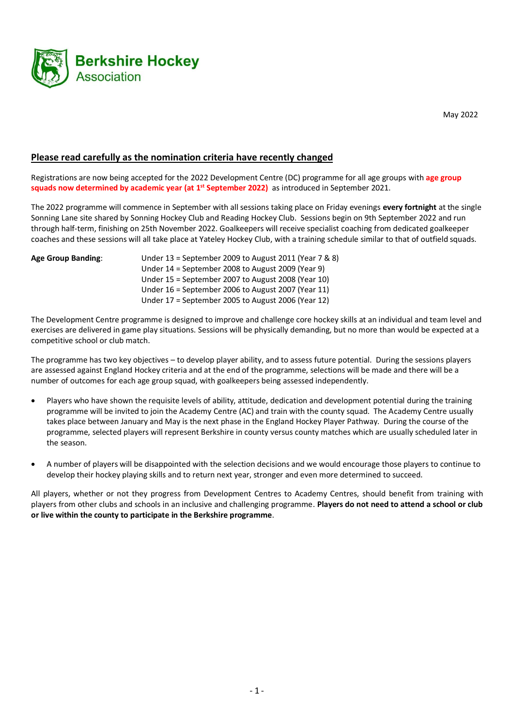**Berkshire Hockey**
Association

May 2022

## Please read carefully as the nomination criteria have recently changed

Registrations are now being accepted for the 2022 Development Centre (DC) programme for all age groups with **age group squads now determined by academic year (at 1st September 2022)** as introduced in September 2021.

The 2022 programme will commence in September with all sessions taking place on Friday evenings **every fortnight** at the single Sonning Lane site shared by Sonning Hockey Club and Reading Hockey Club. Sessions begin on 9th September 2022 and run through half-term, finishing on 25th November 2022. Goalkeepers will receive specialist coaching from dedicated goalkeeper coaches and these sessions will all take place at Yateley Hockey Club, with a training schedule similar to that of outfield squads.

**Age Group Banding**:

Under 13 = September 2009 to August 2011 (Year 7 & 8)
Under 14 = September 2008 to August 2009 (Year 9)
Under 15 = September 2007 to August 2008 (Year 10)
Under 16 = September 2006 to August 2007 (Year 11)
Under 17 = September 2005 to August 2006 (Year 12)

The Development Centre programme is designed to improve and challenge core hockey skills at an individual and team level and exercises are delivered in game play situations. Sessions will be physically demanding, but no more than would be expected at a competitive school or club match.

The programme has two key objectives – to develop player ability, and to assess future potential. During the sessions players are assessed against England Hockey criteria and at the end of the programme, selections will be made and there will be a number of outcomes for each age group squad, with goalkeepers being assessed independently.

- Players who have shown the requisite levels of ability, attitude, dedication and development potential during the training programme will be invited to join the Academy Centre (AC) and train with the county squad. The Academy Centre usually takes place between January and May is the next phase in the England Hockey Player Pathway. During the course of the programme, selected players will represent Berkshire in county versus county matches which are usually scheduled later in the season.

- A number of players will be disappointed with the selection decisions and we would encourage those players to continue to develop their hockey playing skills and to return next year, stronger and even more determined to succeed.

All players, whether or not they progress from Development Centres to Academy Centres, should benefit from training with players from other clubs and schools in an inclusive and challenging programme. **Players do not need to attend a school or club or live within the county to participate in the Berkshire programme**.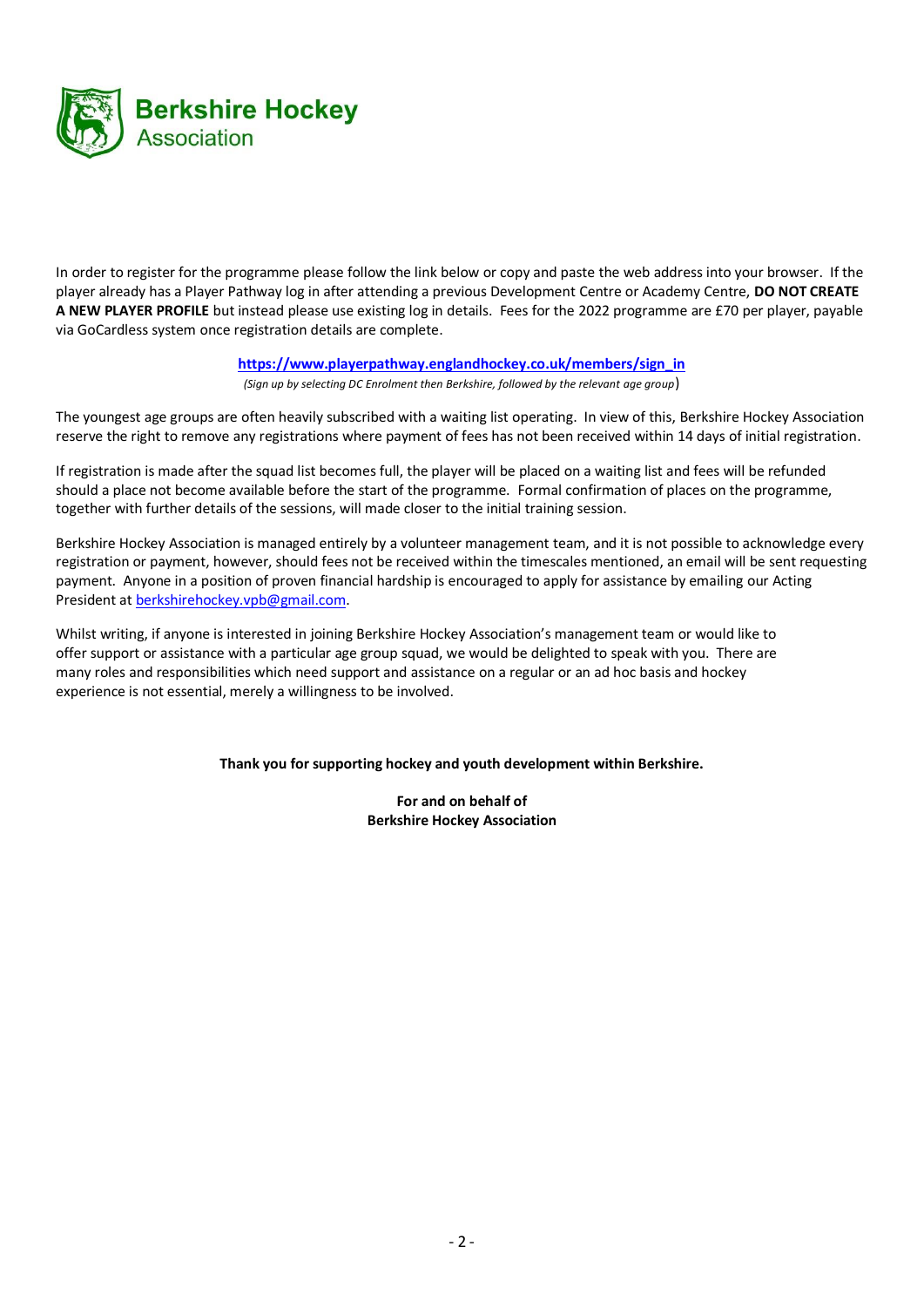**Berkshire Hockey**
Association

In order to register for the programme please follow the link below or copy and paste the web address into your browser. If the player already has a Player Pathway log in after attending a previous Development Centre or Academy Centre, **DO NOT CREATE A NEW PLAYER PROFILE** but instead please use existing log in details. Fees for the 2022 programme are £70 per player, payable via GoCardless system once registration details are complete.

**https://www.playerpathway.englandhockey.co.uk/members/sign_in**
*(Sign up by selecting DC Enrolment then Berkshire, followed by the relevant age group*)

The youngest age groups are often heavily subscribed with a waiting list operating. In view of this, Berkshire Hockey Association reserve the right to remove any registrations where payment of fees has not been received within 14 days of initial registration.

If registration is made after the squad list becomes full, the player will be placed on a waiting list and fees will be refunded should a place not become available before the start of the programme. Formal confirmation of places on the programme, together with further details of the sessions, will made closer to the initial training session.

Berkshire Hockey Association is managed entirely by a volunteer management team, and it is not possible to acknowledge every registration or payment, however, should fees not be received within the timescales mentioned, an email will be sent requesting payment. Anyone in a position of proven financial hardship is encouraged to apply for assistance by emailing our Acting President at berkshirehockey.vpb@gmail.com.

Whilst writing, if anyone is interested in joining Berkshire Hockey Association's management team or would like to offer support or assistance with a particular age group squad, we would be delighted to speak with you. There are many roles and responsibilities which need support and assistance on a regular or an ad hoc basis and hockey experience is not essential, merely a willingness to be involved.

**Thank you for supporting hockey and youth development within Berkshire.**

**For and on behalf of**
**Berkshire Hockey Association**